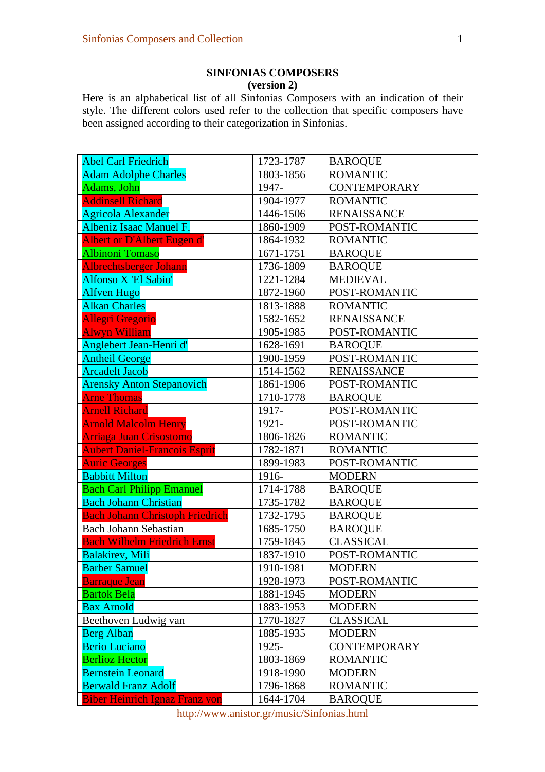# SINFONIAS COMPOSERS
## (version 2)

Here is an alphabetical list of all Sinfonias Composers with an indication of their style. The different colors used refer to the collection that specific composers have been assigned according to their categorization in Sinfonias.

| | | |
|---|---|---|
| Abel Carl Friedrich | 1723-1787 | BAROQUE |
| Adam Adolphe Charles | 1803-1856 | ROMANTIC |
| Adams, John | 1947- | CONTEMPORARY |
| Addinsell Richard | 1904-1977 | ROMANTIC |
| Agricola Alexander | 1446-1506 | RENAISSANCE |
| Albeniz Isaac Manuel F. | 1860-1909 | POST-ROMANTIC |
| Albert or D'Albert Eugen d' | 1864-1932 | ROMANTIC |
| Albinoni Tomaso | 1671-1751 | BAROQUE |
| Albrechtsberger Johann | 1736-1809 | BAROQUE |
| Alfonso X 'El Sabio' | 1221-1284 | MEDIEVAL |
| Alfven Hugo | 1872-1960 | POST-ROMANTIC |
| Alkan Charles | 1813-1888 | ROMANTIC |
| Allegri Gregorio | 1582-1652 | RENAISSANCE |
| Alwyn William | 1905-1985 | POST-ROMANTIC |
| Anglebert Jean-Henri d' | 1628-1691 | BAROQUE |
| Antheil George | 1900-1959 | POST-ROMANTIC |
| Arcadelt Jacob | 1514-1562 | RENAISSANCE |
| Arensky Anton Stepanovich | 1861-1906 | POST-ROMANTIC |
| Arne Thomas | 1710-1778 | BAROQUE |
| Arnell Richard | 1917- | POST-ROMANTIC |
| Arnold Malcolm Henry | 1921- | POST-ROMANTIC |
| Arriaga Juan Crisostomo | 1806-1826 | ROMANTIC |
| Aubert Daniel-Francois Esprit | 1782-1871 | ROMANTIC |
| Auric Georges | 1899-1983 | POST-ROMANTIC |
| Babbitt Milton | 1916- | MODERN |
| Bach Carl Philipp Emanuel | 1714-1788 | BAROQUE |
| Bach Johann Christian | 1735-1782 | BAROQUE |
| Bach Johann Christoph Friedrich | 1732-1795 | BAROQUE |
| Bach Johann Sebastian | 1685-1750 | BAROQUE |
| Bach Wilhelm Friedrich Ernst | 1759-1845 | CLASSICAL |
| Balakirev, Mili | 1837-1910 | POST-ROMANTIC |
| Barber Samuel | 1910-1981 | MODERN |
| Barraque Jean | 1928-1973 | POST-ROMANTIC |
| Bartok Bela | 1881-1945 | MODERN |
| Bax Arnold | 1883-1953 | MODERN |
| Beethoven Ludwig van | 1770-1827 | CLASSICAL |
| Berg Alban | 1885-1935 | MODERN |
| Berio Luciano | 1925- | CONTEMPORARY |
| Berlioz Hector | 1803-1869 | ROMANTIC |
| Bernstein Leonard | 1918-1990 | MODERN |
| Berwald Franz Adolf | 1796-1868 | ROMANTIC |
| Biber Heinrich Ignaz Franz von | 1644-1704 | BAROQUE |

http://www.anistor.gr/music/Sinfonias.html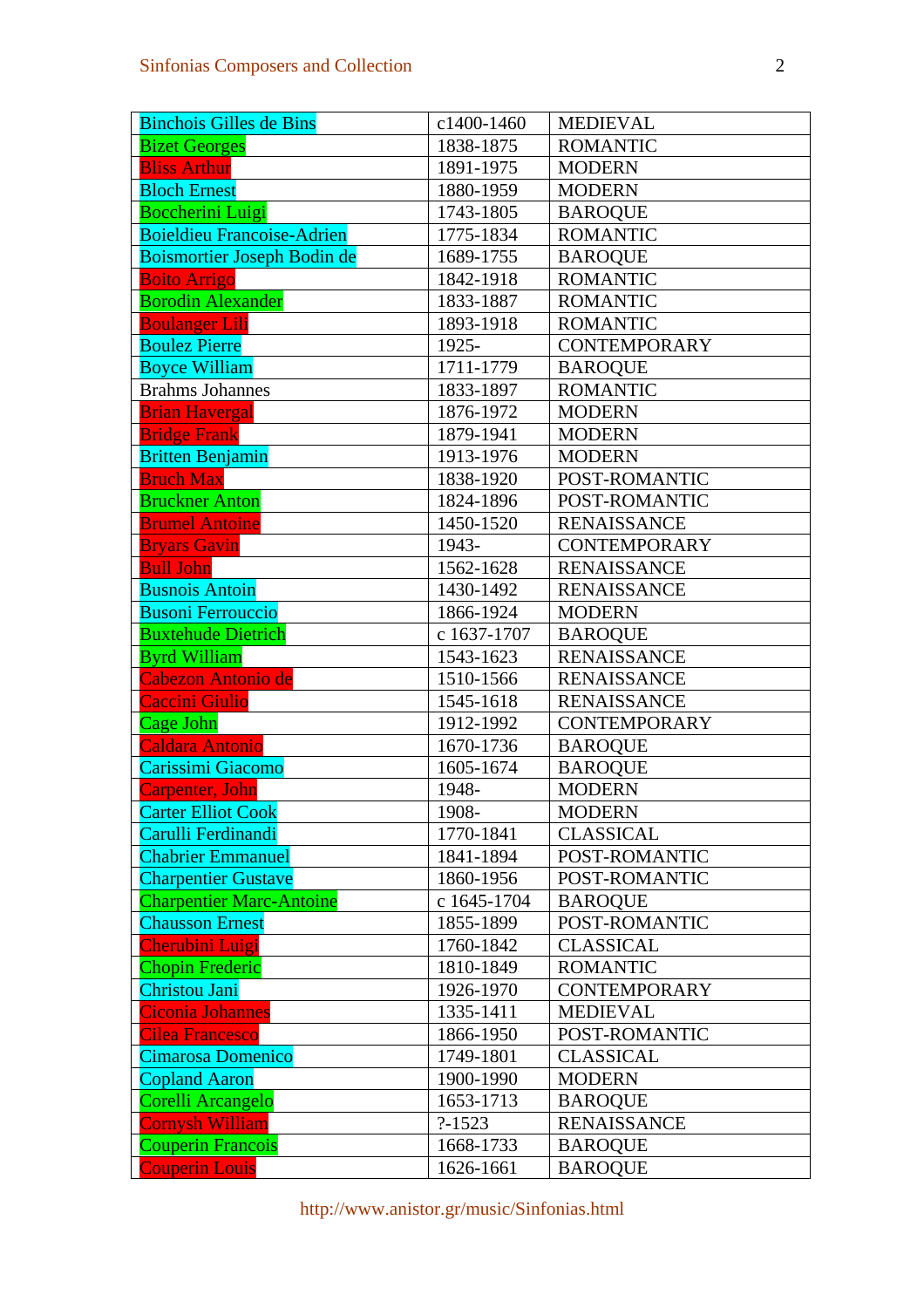| Binchois Gilles de Bins | c1400-1460 | MEDIEVAL |
|---|---|---|
| Bizet Georges | 1838-1875 | ROMANTIC |
| Bliss Arthur | 1891-1975 | MODERN |
| Bloch Ernest | 1880-1959 | MODERN |
| Boccherini Luigi | 1743-1805 | BAROQUE |
| Boieldieu Francoise-Adrien | 1775-1834 | ROMANTIC |
| Boismortier Joseph Bodin de | 1689-1755 | BAROQUE |
| Boito Arrigo | 1842-1918 | ROMANTIC |
| Borodin Alexander | 1833-1887 | ROMANTIC |
| Boulanger Lili | 1893-1918 | ROMANTIC |
| Boulez Pierre | 1925- | CONTEMPORARY |
| Boyce William | 1711-1779 | BAROQUE |
| Brahms Johannes | 1833-1897 | ROMANTIC |
| Brian Havergal | 1876-1972 | MODERN |
| Bridge Frank | 1879-1941 | MODERN |
| Britten Benjamin | 1913-1976 | MODERN |
| Bruch Max | 1838-1920 | POST-ROMANTIC |
| Bruckner Anton | 1824-1896 | POST-ROMANTIC |
| Brumel Antoine | 1450-1520 | RENAISSANCE |
| Bryars Gavin | 1943- | CONTEMPORARY |
| Bull John | 1562-1628 | RENAISSANCE |
| Busnois Antoin | 1430-1492 | RENAISSANCE |
| Busoni Ferrouccio | 1866-1924 | MODERN |
| Buxtehude Dietrich | c 1637-1707 | BAROQUE |
| Byrd William | 1543-1623 | RENAISSANCE |
| Cabezon Antonio de | 1510-1566 | RENAISSANCE |
| Caccini Giulio | 1545-1618 | RENAISSANCE |
| Cage John | 1912-1992 | CONTEMPORARY |
| Caldara Antonio | 1670-1736 | BAROQUE |
| Carissimi Giacomo | 1605-1674 | BAROQUE |
| Carpenter, John | 1948- | MODERN |
| Carter Elliot Cook | 1908- | MODERN |
| Carulli Ferdinandi | 1770-1841 | CLASSICAL |
| Chabrier Emmanuel | 1841-1894 | POST-ROMANTIC |
| Charpentier Gustave | 1860-1956 | POST-ROMANTIC |
| Charpentier Marc-Antoine | c 1645-1704 | BAROQUE |
| Chausson Ernest | 1855-1899 | POST-ROMANTIC |
| Cherubini Luigi | 1760-1842 | CLASSICAL |
| Chopin Frederic | 1810-1849 | ROMANTIC |
| Christou Jani | 1926-1970 | CONTEMPORARY |
| Ciconia Johannes | 1335-1411 | MEDIEVAL |
| Cilea Francesco | 1866-1950 | POST-ROMANTIC |
| Cimarosa Domenico | 1749-1801 | CLASSICAL |
| Copland Aaron | 1900-1990 | MODERN |
| Corelli Arcangelo | 1653-1713 | BAROQUE |
| Cornysh William | ?-1523 | RENAISSANCE |
| Couperin Francois | 1668-1733 | BAROQUE |
| Couperin Louis | 1626-1661 | BAROQUE |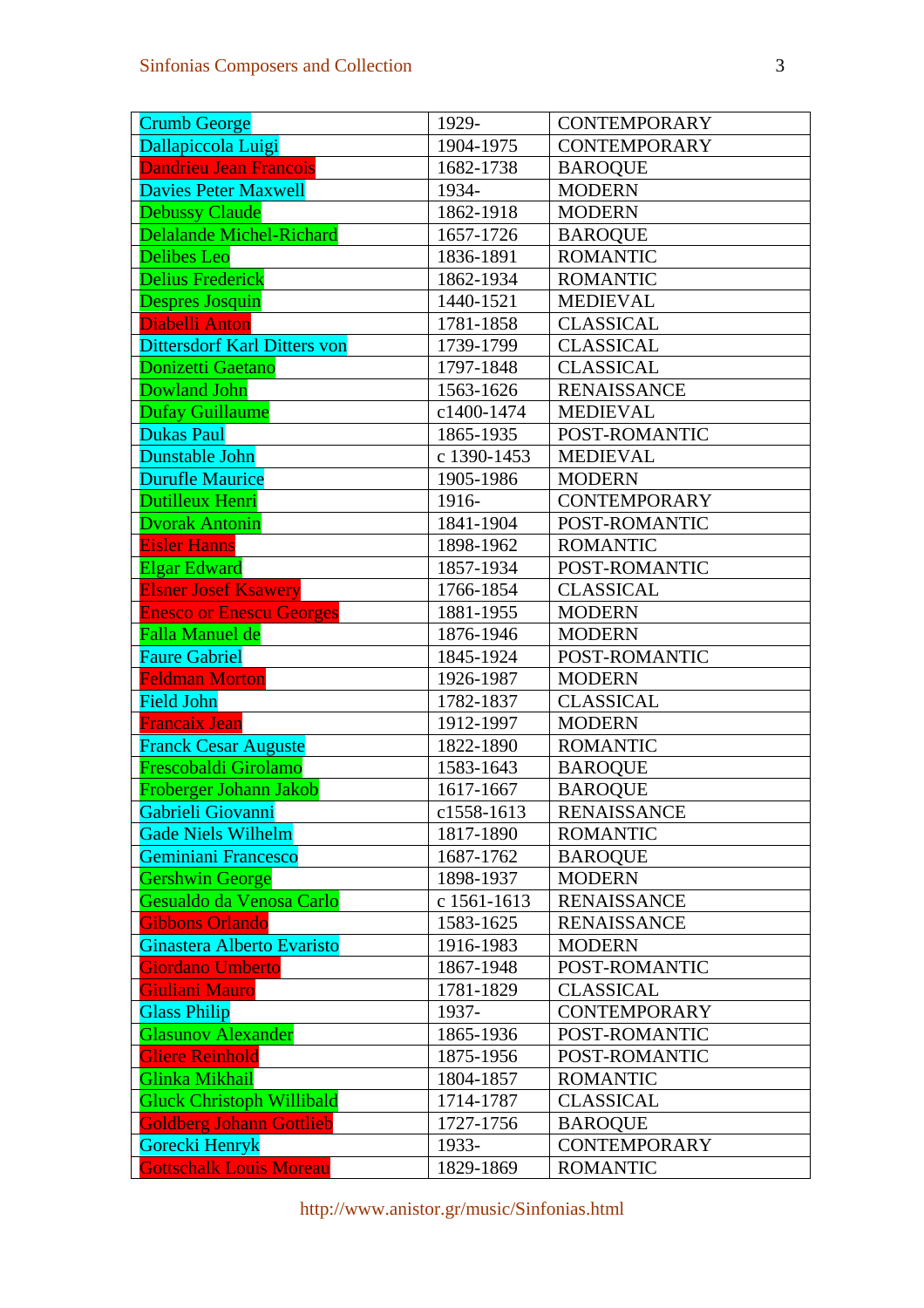| Crumb George | 1929- | CONTEMPORARY |
|---|---|---|
| Dallapiccola Luigi | 1904-1975 | CONTEMPORARY |
| Dandrieu Jean Francois | 1682-1738 | BAROQUE |
| Davies Peter Maxwell | 1934- | MODERN |
| Debussy Claude | 1862-1918 | MODERN |
| Delalande Michel-Richard | 1657-1726 | BAROQUE |
| Delibes Leo | 1836-1891 | ROMANTIC |
| Delius Frederick | 1862-1934 | ROMANTIC |
| Despres Josquin | 1440-1521 | MEDIEVAL |
| Diabelli Anton | 1781-1858 | CLASSICAL |
| Dittersdorf Karl Ditters von | 1739-1799 | CLASSICAL |
| Donizetti Gaetano | 1797-1848 | CLASSICAL |
| Dowland John | 1563-1626 | RENAISSANCE |
| Dufay Guillaume | c1400-1474 | MEDIEVAL |
| Dukas Paul | 1865-1935 | POST-ROMANTIC |
| Dunstable John | c 1390-1453 | MEDIEVAL |
| Durufle Maurice | 1905-1986 | MODERN |
| Dutilleux Henri | 1916- | CONTEMPORARY |
| Dvorak Antonin | 1841-1904 | POST-ROMANTIC |
| Eisler Hanns | 1898-1962 | ROMANTIC |
| Elgar Edward | 1857-1934 | POST-ROMANTIC |
| Elsner Josef Ksawery | 1766-1854 | CLASSICAL |
| Enesco or Enescu Georges | 1881-1955 | MODERN |
| Falla Manuel de | 1876-1946 | MODERN |
| Faure Gabriel | 1845-1924 | POST-ROMANTIC |
| Feldman Morton | 1926-1987 | MODERN |
| Field John | 1782-1837 | CLASSICAL |
| Francaix Jean | 1912-1997 | MODERN |
| Franck Cesar Auguste | 1822-1890 | ROMANTIC |
| Frescobaldi Girolamo | 1583-1643 | BAROQUE |
| Froberger Johann Jakob | 1617-1667 | BAROQUE |
| Gabrieli Giovanni | c1558-1613 | RENAISSANCE |
| Gade Niels Wilhelm | 1817-1890 | ROMANTIC |
| Geminiani Francesco | 1687-1762 | BAROQUE |
| Gershwin George | 1898-1937 | MODERN |
| Gesualdo da Venosa Carlo | c 1561-1613 | RENAISSANCE |
| Gibbons Orlando | 1583-1625 | RENAISSANCE |
| Ginastera Alberto Evaristo | 1916-1983 | MODERN |
| Giordano Umberto | 1867-1948 | POST-ROMANTIC |
| Giuliani Mauro | 1781-1829 | CLASSICAL |
| Glass Philip | 1937- | CONTEMPORARY |
| Glasunov Alexander | 1865-1936 | POST-ROMANTIC |
| Gliere Reinhold | 1875-1956 | POST-ROMANTIC |
| Glinka Mikhail | 1804-1857 | ROMANTIC |
| Gluck Christoph Willibald | 1714-1787 | CLASSICAL |
| Goldberg Johann Gottlieb | 1727-1756 | BAROQUE |
| Gorecki Henryk | 1933- | CONTEMPORARY |
| Gottschalk Louis Moreau | 1829-1869 | ROMANTIC |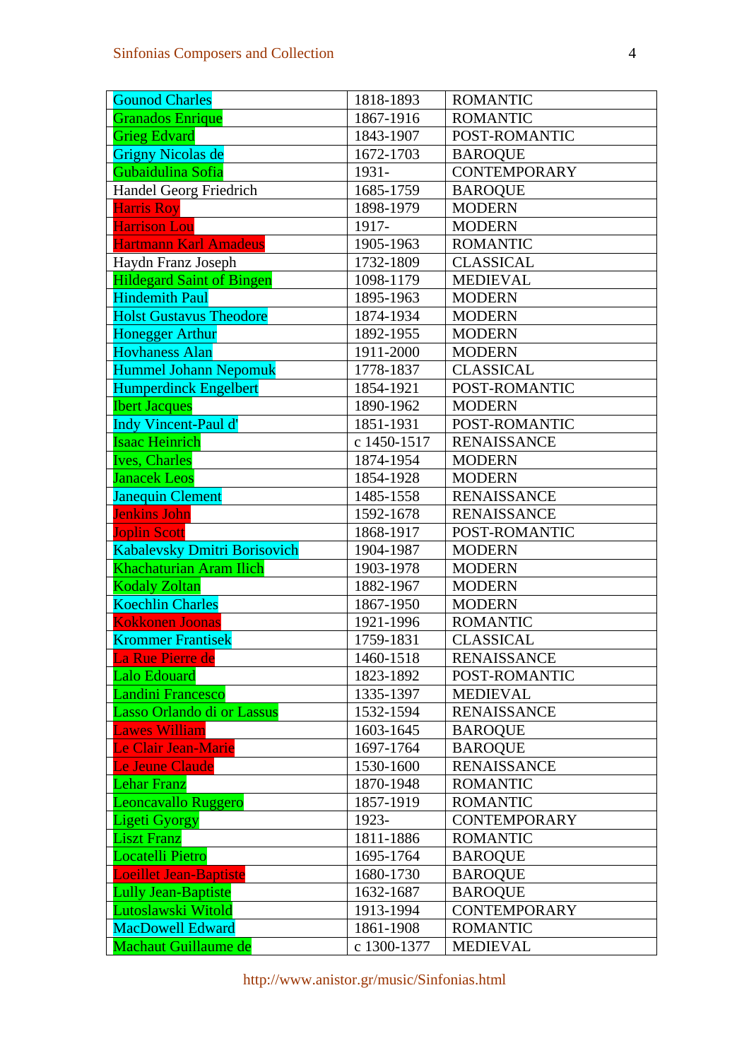| | | |
|---|---|---|
| Gounod Charles | 1818-1893 | ROMANTIC |
| Granados Enrique | 1867-1916 | ROMANTIC |
| Grieg Edvard | 1843-1907 | POST-ROMANTIC |
| Grigny Nicolas de | 1672-1703 | BAROQUE |
| Gubaidulina Sofia | 1931- | CONTEMPORARY |
| Handel Georg Friedrich | 1685-1759 | BAROQUE |
| Harris Roy | 1898-1979 | MODERN |
| Harrison Lou | 1917- | MODERN |
| Hartmann Karl Amadeus | 1905-1963 | ROMANTIC |
| Haydn Franz Joseph | 1732-1809 | CLASSICAL |
| Hildegard Saint of Bingen | 1098-1179 | MEDIEVAL |
| Hindemith Paul | 1895-1963 | MODERN |
| Holst Gustavus Theodore | 1874-1934 | MODERN |
| Honegger Arthur | 1892-1955 | MODERN |
| Hovhaness Alan | 1911-2000 | MODERN |
| Hummel Johann Nepomuk | 1778-1837 | CLASSICAL |
| Humperdinck Engelbert | 1854-1921 | POST-ROMANTIC |
| Ibert Jacques | 1890-1962 | MODERN |
| Indy Vincent-Paul d' | 1851-1931 | POST-ROMANTIC |
| Isaac Heinrich | c 1450-1517 | RENAISSANCE |
| Ives, Charles | 1874-1954 | MODERN |
| Janacek Leos | 1854-1928 | MODERN |
| Janequin Clement | 1485-1558 | RENAISSANCE |
| Jenkins John | 1592-1678 | RENAISSANCE |
| Joplin Scott | 1868-1917 | POST-ROMANTIC |
| Kabalevsky Dmitri Borisovich | 1904-1987 | MODERN |
| Khachaturian Aram Ilich | 1903-1978 | MODERN |
| Kodaly Zoltan | 1882-1967 | MODERN |
| Koechlin Charles | 1867-1950 | MODERN |
| Kokkonen Joonas | 1921-1996 | ROMANTIC |
| Krommer Frantisek | 1759-1831 | CLASSICAL |
| La Rue Pierre de | 1460-1518 | RENAISSANCE |
| Lalo Edouard | 1823-1892 | POST-ROMANTIC |
| Landini Francesco | 1335-1397 | MEDIEVAL |
| Lasso Orlando di or Lassus | 1532-1594 | RENAISSANCE |
| Lawes William | 1603-1645 | BAROQUE |
| Le Clair Jean-Marie | 1697-1764 | BAROQUE |
| Le Jeune Claude | 1530-1600 | RENAISSANCE |
| Lehar Franz | 1870-1948 | ROMANTIC |
| Leoncavallo Ruggero | 1857-1919 | ROMANTIC |
| Ligeti Gyorgy | 1923- | CONTEMPORARY |
| Liszt Franz | 1811-1886 | ROMANTIC |
| Locatelli Pietro | 1695-1764 | BAROQUE |
| Loeillet Jean-Baptiste | 1680-1730 | BAROQUE |
| Lully Jean-Baptiste | 1632-1687 | BAROQUE |
| Lutoslawski Witold | 1913-1994 | CONTEMPORARY |
| MacDowell Edward | 1861-1908 | ROMANTIC |
| Machaut Guillaume de | c 1300-1377 | MEDIEVAL |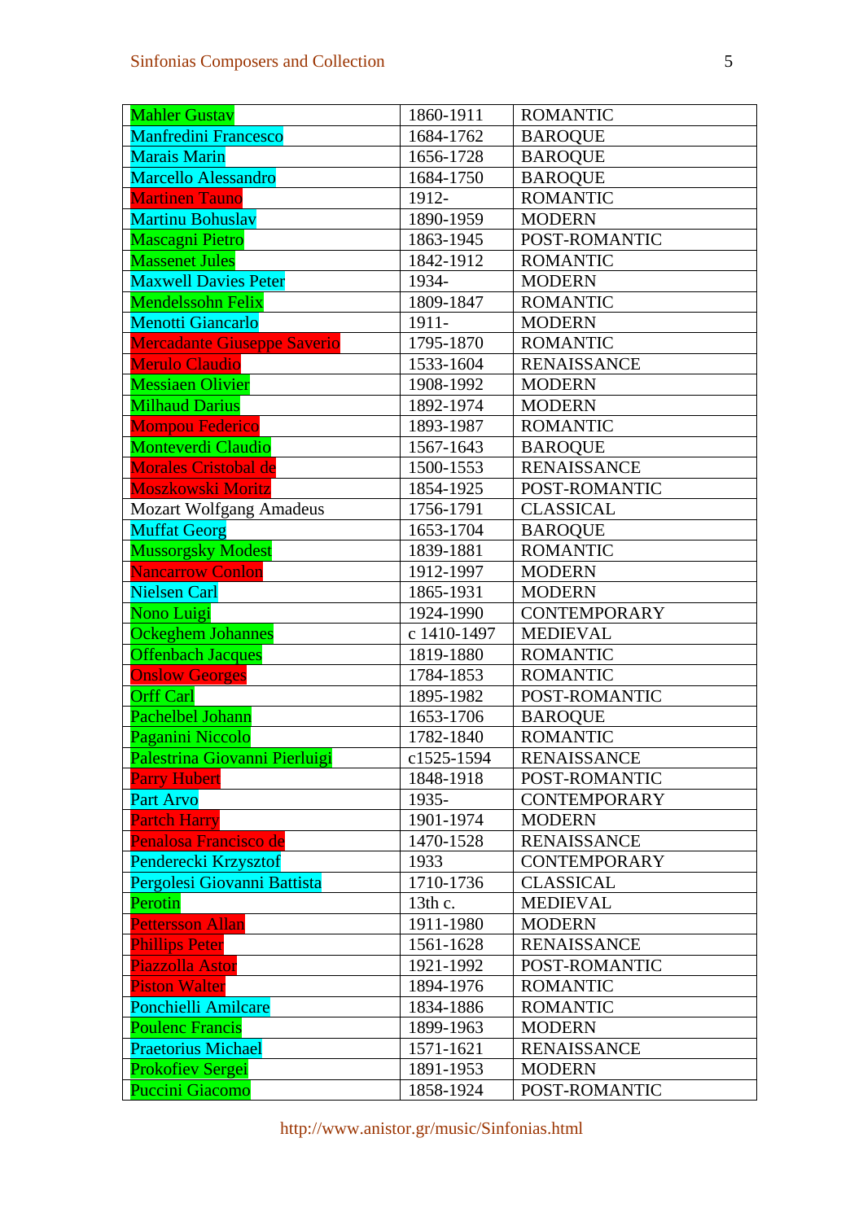| Mahler Gustav | 1860-1911 | ROMANTIC |
|---|---|---|
| Manfredini Francesco | 1684-1762 | BAROQUE |
| Marais Marin | 1656-1728 | BAROQUE |
| Marcello Alessandro | 1684-1750 | BAROQUE |
| Martinen Tauno | 1912- | ROMANTIC |
| Martinu Bohuslav | 1890-1959 | MODERN |
| Mascagni Pietro | 1863-1945 | POST-ROMANTIC |
| Massenet Jules | 1842-1912 | ROMANTIC |
| Maxwell Davies Peter | 1934- | MODERN |
| Mendelssohn Felix | 1809-1847 | ROMANTIC |
| Menotti Giancarlo | 1911- | MODERN |
| Mercadante Giuseppe Saverio | 1795-1870 | ROMANTIC |
| Merulo Claudio | 1533-1604 | RENAISSANCE |
| Messiaen Olivier | 1908-1992 | MODERN |
| Milhaud Darius | 1892-1974 | MODERN |
| Mompou Federico | 1893-1987 | ROMANTIC |
| Monteverdi Claudio | 1567-1643 | BAROQUE |
| Morales Cristobal de | 1500-1553 | RENAISSANCE |
| Moszkowski Moritz | 1854-1925 | POST-ROMANTIC |
| Mozart Wolfgang Amadeus | 1756-1791 | CLASSICAL |
| Muffat Georg | 1653-1704 | BAROQUE |
| Mussorgsky Modest | 1839-1881 | ROMANTIC |
| Nancarrow Conlon | 1912-1997 | MODERN |
| Nielsen Carl | 1865-1931 | MODERN |
| Nono Luigi | 1924-1990 | CONTEMPORARY |
| Ockeghem Johannes | c 1410-1497 | MEDIEVAL |
| Offenbach Jacques | 1819-1880 | ROMANTIC |
| Onslow Georges | 1784-1853 | ROMANTIC |
| Orff Carl | 1895-1982 | POST-ROMANTIC |
| Pachelbel Johann | 1653-1706 | BAROQUE |
| Paganini Niccolo | 1782-1840 | ROMANTIC |
| Palestrina Giovanni Pierluigi | c1525-1594 | RENAISSANCE |
| Parry Hubert | 1848-1918 | POST-ROMANTIC |
| Part Arvo | 1935- | CONTEMPORARY |
| Partch Harry | 1901-1974 | MODERN |
| Penalosa Francisco de | 1470-1528 | RENAISSANCE |
| Penderecki Krzysztof | 1933 | CONTEMPORARY |
| Pergolesi Giovanni Battista | 1710-1736 | CLASSICAL |
| Perotin | 13th c. | MEDIEVAL |
| Pettersson Allan | 1911-1980 | MODERN |
| Phillips Peter | 1561-1628 | RENAISSANCE |
| Piazzolla Astor | 1921-1992 | POST-ROMANTIC |
| Piston Walter | 1894-1976 | ROMANTIC |
| Ponchielli Amilcare | 1834-1886 | ROMANTIC |
| Poulenc Francis | 1899-1963 | MODERN |
| Praetorius Michael | 1571-1621 | RENAISSANCE |
| Prokofiev Sergei | 1891-1953 | MODERN |
| Puccini Giacomo | 1858-1924 | POST-ROMANTIC |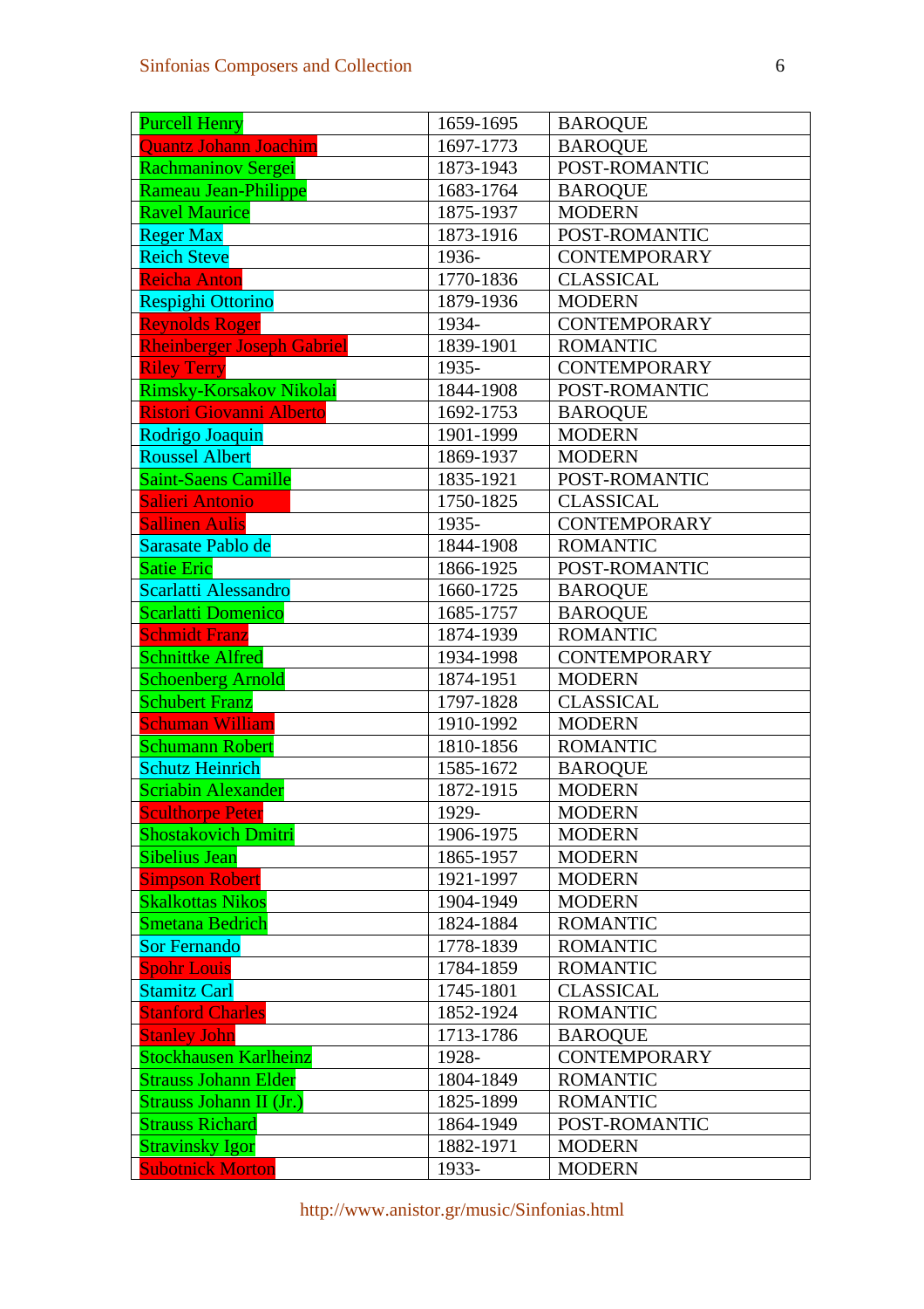| Purcell Henry | 1659-1695 | BAROQUE |
|---|---|---|
| Quantz Johann Joachim | 1697-1773 | BAROQUE |
| Rachmaninov Sergei | 1873-1943 | POST-ROMANTIC |
| Rameau Jean-Philippe | 1683-1764 | BAROQUE |
| Ravel Maurice | 1875-1937 | MODERN |
| Reger Max | 1873-1916 | POST-ROMANTIC |
| Reich Steve | 1936- | CONTEMPORARY |
| Reicha Anton | 1770-1836 | CLASSICAL |
| Respighi Ottorino | 1879-1936 | MODERN |
| Reynolds Roger | 1934- | CONTEMPORARY |
| Rheinberger Joseph Gabriel | 1839-1901 | ROMANTIC |
| Riley Terry | 1935- | CONTEMPORARY |
| Rimsky-Korsakov Nikolai | 1844-1908 | POST-ROMANTIC |
| Ristori Giovanni Alberto | 1692-1753 | BAROQUE |
| Rodrigo Joaquin | 1901-1999 | MODERN |
| Roussel Albert | 1869-1937 | MODERN |
| Saint-Saens Camille | 1835-1921 | POST-ROMANTIC |
| Salieri Antonio | 1750-1825 | CLASSICAL |
| Sallinen Aulis | 1935- | CONTEMPORARY |
| Sarasate Pablo de | 1844-1908 | ROMANTIC |
| Satie Eric | 1866-1925 | POST-ROMANTIC |
| Scarlatti Alessandro | 1660-1725 | BAROQUE |
| Scarlatti Domenico | 1685-1757 | BAROQUE |
| Schmidt Franz | 1874-1939 | ROMANTIC |
| Schnittke Alfred | 1934-1998 | CONTEMPORARY |
| Schoenberg Arnold | 1874-1951 | MODERN |
| Schubert Franz | 1797-1828 | CLASSICAL |
| Schuman William | 1910-1992 | MODERN |
| Schumann Robert | 1810-1856 | ROMANTIC |
| Schutz Heinrich | 1585-1672 | BAROQUE |
| Scriabin Alexander | 1872-1915 | MODERN |
| Sculthorpe Peter | 1929- | MODERN |
| Shostakovich Dmitri | 1906-1975 | MODERN |
| Sibelius Jean | 1865-1957 | MODERN |
| Simpson Robert | 1921-1997 | MODERN |
| Skalkottas Nikos | 1904-1949 | MODERN |
| Smetana Bedrich | 1824-1884 | ROMANTIC |
| Sor Fernando | 1778-1839 | ROMANTIC |
| Spohr Louis | 1784-1859 | ROMANTIC |
| Stamitz Carl | 1745-1801 | CLASSICAL |
| Stanford Charles | 1852-1924 | ROMANTIC |
| Stanley John | 1713-1786 | BAROQUE |
| Stockhausen Karlheinz | 1928- | CONTEMPORARY |
| Strauss Johann Elder | 1804-1849 | ROMANTIC |
| Strauss Johann II (Jr.) | 1825-1899 | ROMANTIC |
| Strauss Richard | 1864-1949 | POST-ROMANTIC |
| Stravinsky Igor | 1882-1971 | MODERN |
| Subotnick Morton | 1933- | MODERN |

http://www.anistor.gr/music/Sinfonias.html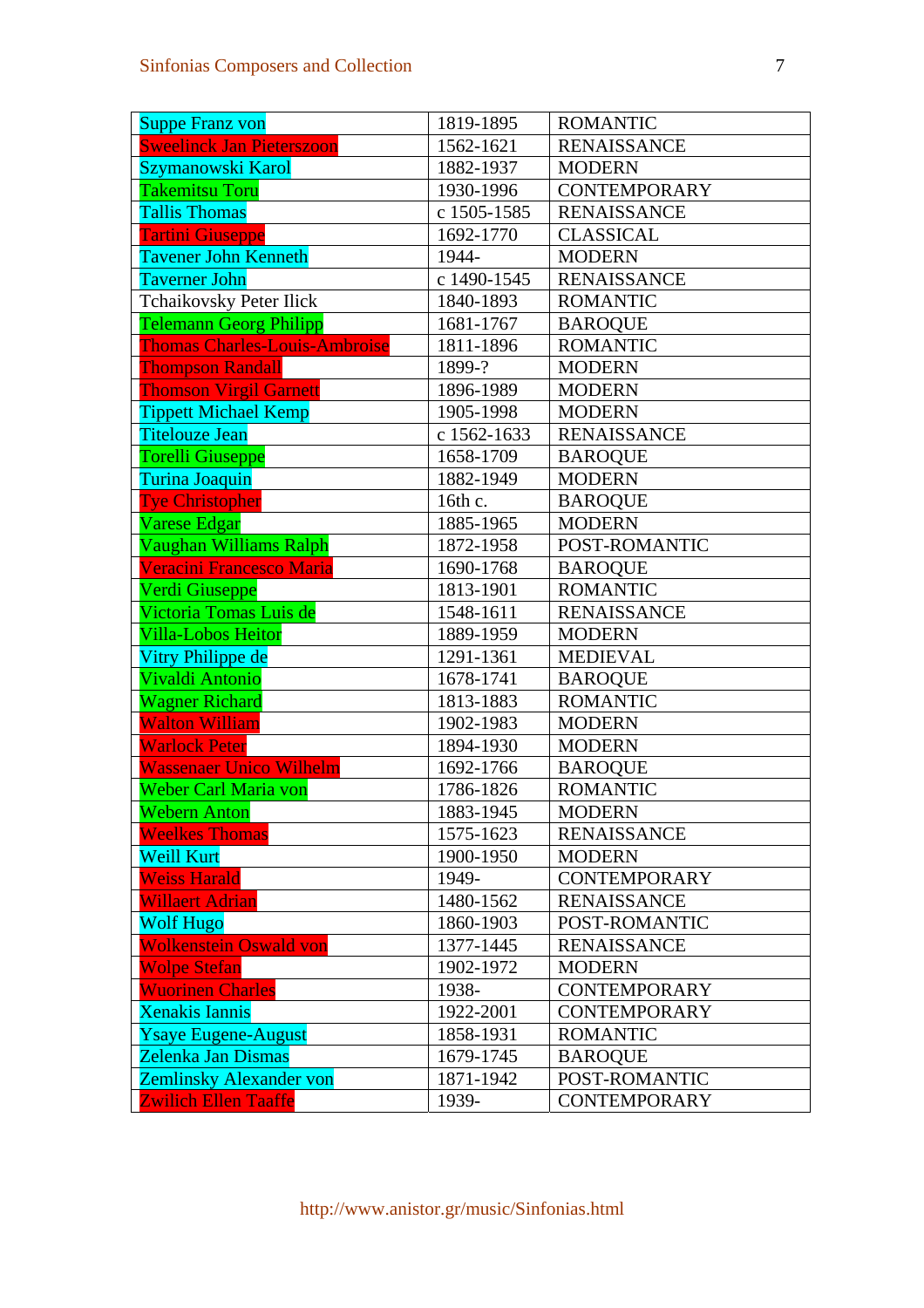| | | |
|---|---|---|
| Suppe Franz von | 1819-1895 | ROMANTIC |
| Sweelinck Jan Pieterszoon | 1562-1621 | RENAISSANCE |
| Szymanowski Karol | 1882-1937 | MODERN |
| Takemitsu Toru | 1930-1996 | CONTEMPORARY |
| Tallis Thomas | c 1505-1585 | RENAISSANCE |
| Tartini Giuseppe | 1692-1770 | CLASSICAL |
| Tavener John Kenneth | 1944- | MODERN |
| Taverner John | c 1490-1545 | RENAISSANCE |
| Tchaikovsky Peter Ilick | 1840-1893 | ROMANTIC |
| Telemann Georg Philipp | 1681-1767 | BAROQUE |
| Thomas Charles-Louis-Ambroise | 1811-1896 | ROMANTIC |
| Thompson Randall | 1899-? | MODERN |
| Thomson Virgil Garnett | 1896-1989 | MODERN |
| Tippett Michael Kemp | 1905-1998 | MODERN |
| Titelouze Jean | c 1562-1633 | RENAISSANCE |
| Torelli Giuseppe | 1658-1709 | BAROQUE |
| Turina Joaquin | 1882-1949 | MODERN |
| Tye Christopher | 16th c. | BAROQUE |
| Varese Edgar | 1885-1965 | MODERN |
| Vaughan Williams Ralph | 1872-1958 | POST-ROMANTIC |
| Veracini Francesco Maria | 1690-1768 | BAROQUE |
| Verdi Giuseppe | 1813-1901 | ROMANTIC |
| Victoria Tomas Luis de | 1548-1611 | RENAISSANCE |
| Villa-Lobos Heitor | 1889-1959 | MODERN |
| Vitry Philippe de | 1291-1361 | MEDIEVAL |
| Vivaldi Antonio | 1678-1741 | BAROQUE |
| Wagner Richard | 1813-1883 | ROMANTIC |
| Walton William | 1902-1983 | MODERN |
| Warlock Peter | 1894-1930 | MODERN |
| Wassenaer Unico Wilhelm | 1692-1766 | BAROQUE |
| Weber Carl Maria von | 1786-1826 | ROMANTIC |
| Webern Anton | 1883-1945 | MODERN |
| Weelkes Thomas | 1575-1623 | RENAISSANCE |
| Weill Kurt | 1900-1950 | MODERN |
| Weiss Harald | 1949- | CONTEMPORARY |
| Willaert Adrian | 1480-1562 | RENAISSANCE |
| Wolf Hugo | 1860-1903 | POST-ROMANTIC |
| Wolkenstein Oswald von | 1377-1445 | RENAISSANCE |
| Wolpe Stefan | 1902-1972 | MODERN |
| Wuorinen Charles | 1938- | CONTEMPORARY |
| Xenakis Iannis | 1922-2001 | CONTEMPORARY |
| Ysaye Eugene-August | 1858-1931 | ROMANTIC |
| Zelenka Jan Dismas | 1679-1745 | BAROQUE |
| Zemlinsky Alexander von | 1871-1942 | POST-ROMANTIC |
| Zwilich Ellen Taaffe | 1939- | CONTEMPORARY |